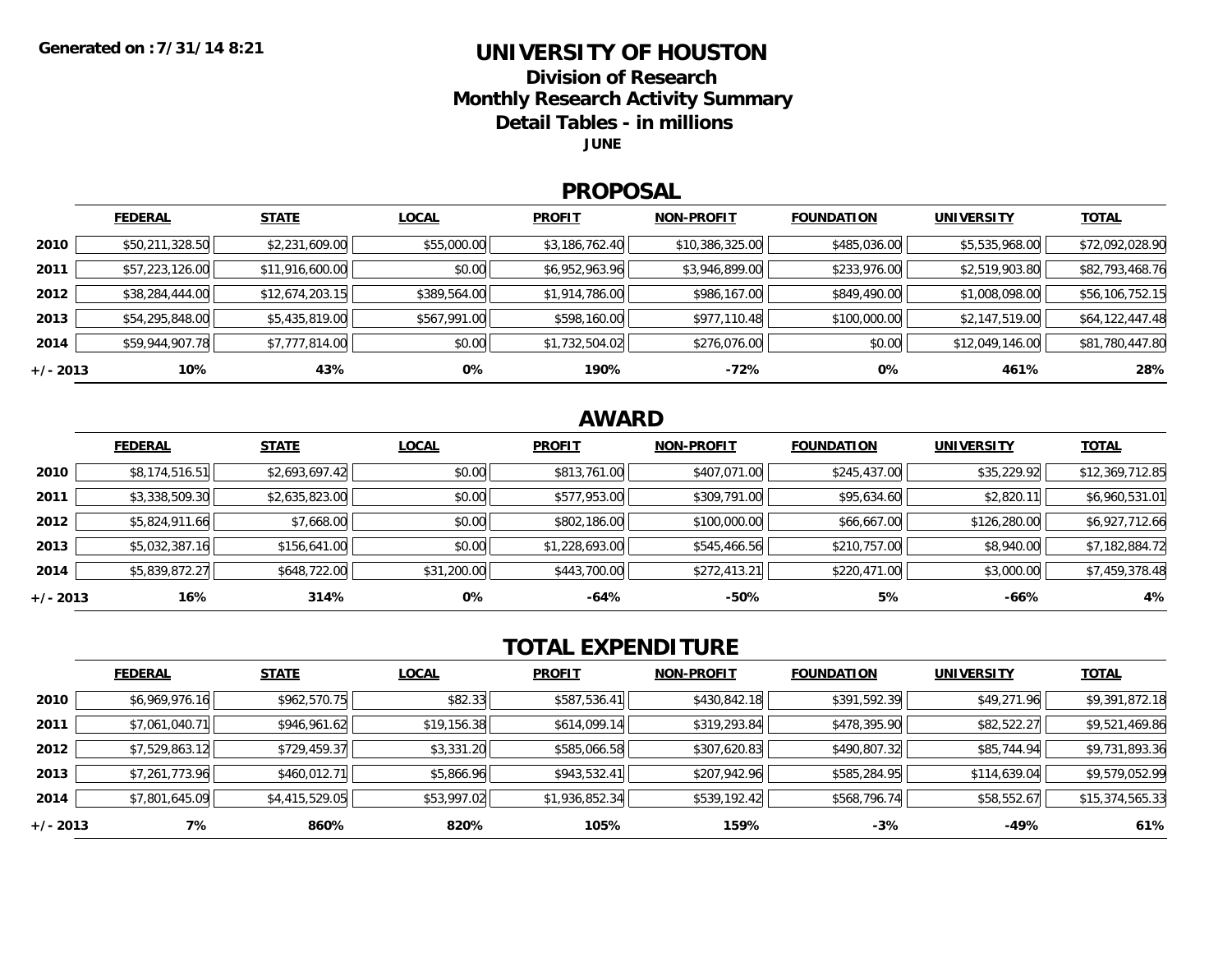Generated on :7/31/14 8:21

# UNIVERSITY OF HOUSTON

## Division of Research

## Monthly Research Activity Summary

## Detail Tables - in millions

**JUNE**

## PROPOSAL

| | FEDERAL | STATE | LOCAL | PROFIT | NON-PROFIT | FOUNDATION | UNIVERSITY | TOTAL |
|---|---|---|---|---|---|---|---|---|
| 2010 | $50,211,328.50 | $2,231,609.00 | $55,000.00 | $3,186,762.40 | $10,386,325.00 | $485,036.00 | $5,535,968.00 | $72,092,028.90 |
| 2011 | $57,223,126.00 | $11,916,600.00 | $0.00 | $6,952,963.96 | $3,946,899.00 | $233,976.00 | $2,519,903.80 | $82,793,468.76 |
| 2012 | $38,284,444.00 | $12,674,203.15 | $389,564.00 | $1,914,786.00 | $986,167.00 | $849,490.00 | $1,008,098.00 | $56,106,752.15 |
| 2013 | $54,295,848.00 | $5,435,819.00 | $567,991.00 | $598,160.00 | $977,110.48 | $100,000.00 | $2,147,519.00 | $64,122,447.48 |
| 2014 | $59,944,907.78 | $7,777,814.00 | $0.00 | $1,732,504.02 | $276,076.00 | $0.00 | $12,049,146.00 | $81,780,447.80 |
| +/- 2013 | 10% | 43% | 0% | 190% | -72% | 0% | 461% | 28% |

## AWARD

| | FEDERAL | STATE | LOCAL | PROFIT | NON-PROFIT | FOUNDATION | UNIVERSITY | TOTAL |
|---|---|---|---|---|---|---|---|---|
| 2010 | $8,174,516.51 | $2,693,697.42 | $0.00 | $813,761.00 | $407,071.00 | $245,437.00 | $35,229.92 | $12,369,712.85 |
| 2011 | $3,338,509.30 | $2,635,823.00 | $0.00 | $577,953.00 | $309,791.00 | $95,634.60 | $2,820.11 | $6,960,531.01 |
| 2012 | $5,824,911.66 | $7,668.00 | $0.00 | $802,186.00 | $100,000.00 | $66,667.00 | $126,280.00 | $6,927,712.66 |
| 2013 | $5,032,387.16 | $156,641.00 | $0.00 | $1,228,693.00 | $545,466.56 | $210,757.00 | $8,940.00 | $7,182,884.72 |
| 2014 | $5,839,872.27 | $648,722.00 | $31,200.00 | $443,700.00 | $272,413.21 | $220,471.00 | $3,000.00 | $7,459,378.48 |
| +/- 2013 | 16% | 314% | 0% | -64% | -50% | 5% | -66% | 4% |

## TOTAL EXPENDITURE

| | FEDERAL | STATE | LOCAL | PROFIT | NON-PROFIT | FOUNDATION | UNIVERSITY | TOTAL |
|---|---|---|---|---|---|---|---|---|
| 2010 | $6,969,976.16 | $962,570.75 | $82.33 | $587,536.41 | $430,842.18 | $391,592.39 | $49,271.96 | $9,391,872.18 |
| 2011 | $7,061,040.71 | $946,961.62 | $19,156.38 | $614,099.14 | $319,293.84 | $478,395.90 | $82,522.27 | $9,521,469.86 |
| 2012 | $7,529,863.12 | $729,459.37 | $3,331.20 | $585,066.58 | $307,620.83 | $490,807.32 | $85,744.94 | $9,731,893.36 |
| 2013 | $7,261,773.96 | $460,012.71 | $5,866.96 | $943,532.41 | $207,942.96 | $585,284.95 | $114,639.04 | $9,579,052.99 |
| 2014 | $7,801,645.09 | $4,415,529.05 | $53,997.02 | $1,936,852.34 | $539,192.42 | $568,796.74 | $58,552.67 | $15,374,565.33 |
| +/- 2013 | 7% | 860% | 820% | 105% | 159% | -3% | -49% | 61% |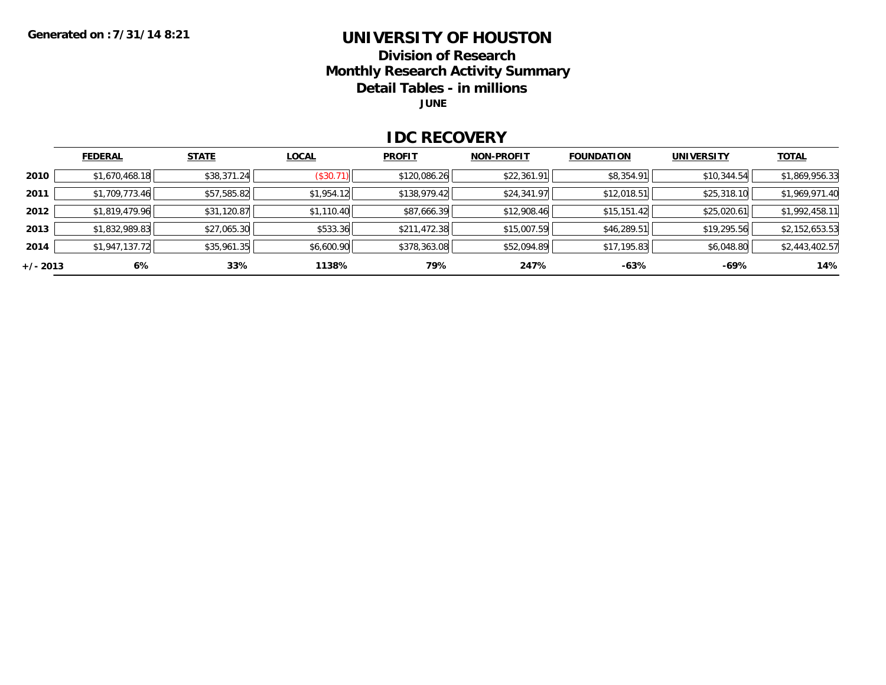Generated on : 7/31/14 8:21

# UNIVERSITY OF HOUSTON

## Division of Research

## Monthly Research Activity Summary

## Detail Tables - in millions

**JUNE**

## IDC RECOVERY

| | FEDERAL | STATE | LOCAL | PROFIT | NON-PROFIT | FOUNDATION | UNIVERSITY | TOTAL |
|---|---|---|---|---|---|---|---|---|
| **2010** | $1,670,468.18 | $38,371.24 | ($30.71) | $120,086.26 | $22,361.91 | $8,354.91 | $10,344.54 | $1,869,956.33 |
| **2011** | $1,709,773.46 | $57,585.82 | $1,954.12 | $138,979.42 | $24,341.97 | $12,018.51 | $25,318.10 | $1,969,971.40 |
| **2012** | $1,819,479.96 | $31,120.87 | $1,110.40 | $87,666.39 | $12,908.46 | $15,151.42 | $25,020.61 | $1,992,458.11 |
| **2013** | $1,832,989.83 | $27,065.30 | $533.36 | $211,472.38 | $15,007.59 | $46,289.51 | $19,295.56 | $2,152,653.53 |
| **2014** | $1,947,137.72 | $35,961.35 | $6,600.90 | $378,363.08 | $52,094.89 | $17,195.83 | $6,048.80 | $2,443,402.57 |
| **+/- 2013** | **6%** | **33%** | **1138%** | **79%** | **247%** | **-63%** | **-69%** | **14%** |